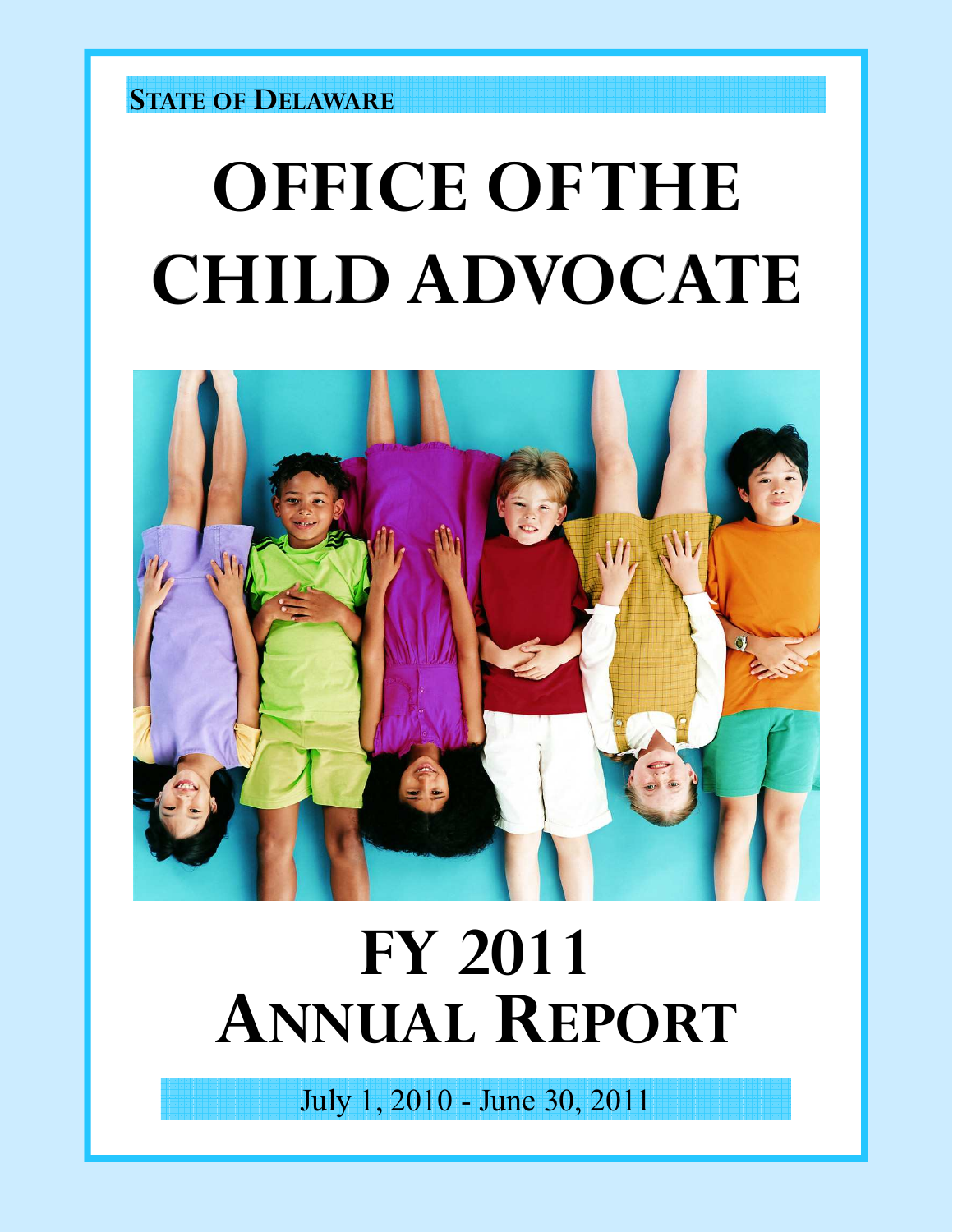**STATE OF DELAWARE**

# OFFICE OF THE CHILD ADVOCATE

# FY 2011 ANNUAL REPORT

July 1, 2010 - June 30, 2011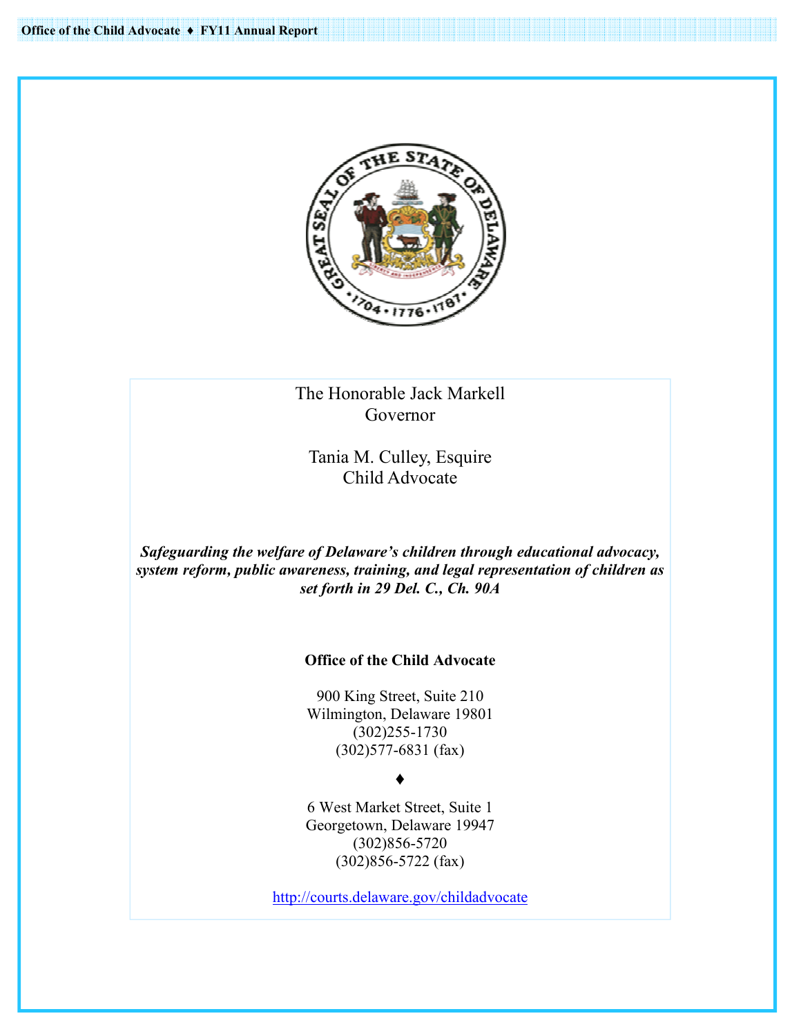The Honorable Jack Markell
Governor

Tania M. Culley, Esquire
Child Advocate

***Safeguarding the welfare of Delaware's children through educational advocacy, system reform, public awareness, training, and legal representation of children as set forth in 29 Del. C., Ch. 90A***

**Office of the Child Advocate**

900 King Street, Suite 210
Wilmington, Delaware 19801
(302)255-1730
(302)577-6831 (fax)

♦

6 West Market Street, Suite 1
Georgetown, Delaware 19947
(302)856-5720
(302)856-5722 (fax)

http://courts.delaware.gov/childadvocate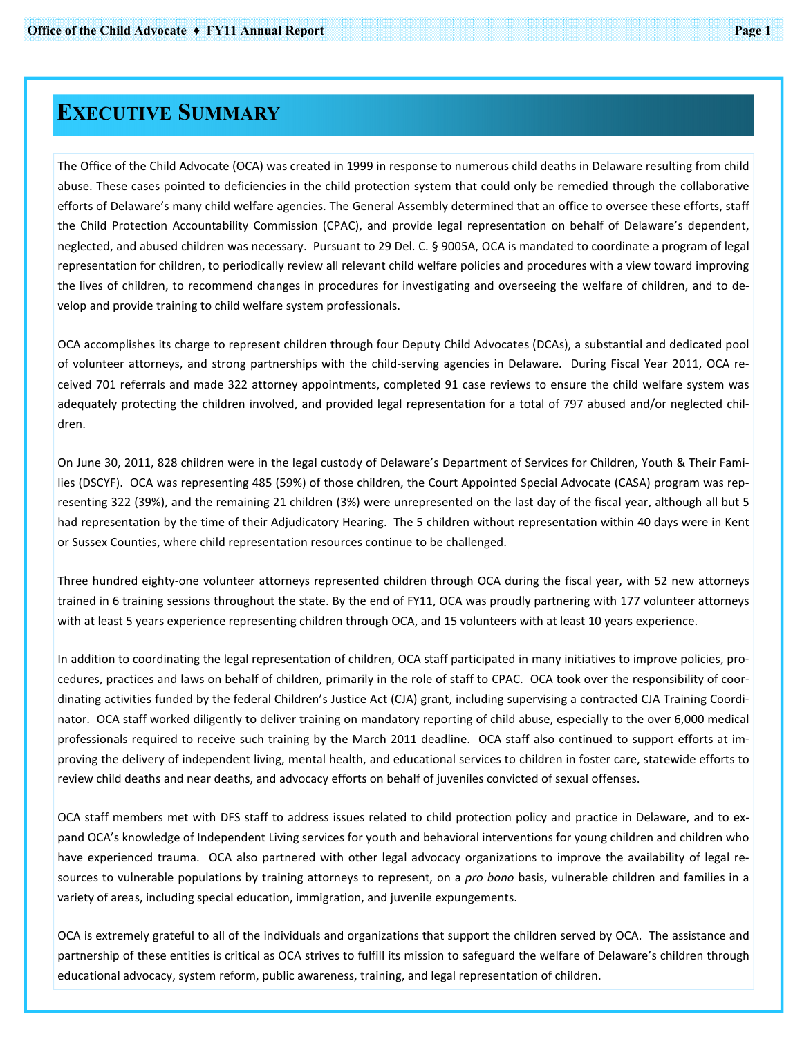# Executive Summary

The Office of the Child Advocate (OCA) was created in 1999 in response to numerous child deaths in Delaware resulting from child abuse. These cases pointed to deficiencies in the child protection system that could only be remedied through the collaborative efforts of Delaware's many child welfare agencies. The General Assembly determined that an office to oversee these efforts, staff the Child Protection Accountability Commission (CPAC), and provide legal representation on behalf of Delaware's dependent, neglected, and abused children was necessary. Pursuant to 29 Del. C. § 9005A, OCA is mandated to coordinate a program of legal representation for children, to periodically review all relevant child welfare policies and procedures with a view toward improving the lives of children, to recommend changes in procedures for investigating and overseeing the welfare of children, and to develop and provide training to child welfare system professionals.

OCA accomplishes its charge to represent children through four Deputy Child Advocates (DCAs), a substantial and dedicated pool of volunteer attorneys, and strong partnerships with the child-serving agencies in Delaware. During Fiscal Year 2011, OCA received 701 referrals and made 322 attorney appointments, completed 91 case reviews to ensure the child welfare system was adequately protecting the children involved, and provided legal representation for a total of 797 abused and/or neglected children.

On June 30, 2011, 828 children were in the legal custody of Delaware's Department of Services for Children, Youth & Their Families (DSCYF). OCA was representing 485 (59%) of those children, the Court Appointed Special Advocate (CASA) program was representing 322 (39%), and the remaining 21 children (3%) were unrepresented on the last day of the fiscal year, although all but 5 had representation by the time of their Adjudicatory Hearing. The 5 children without representation within 40 days were in Kent or Sussex Counties, where child representation resources continue to be challenged.

Three hundred eighty-one volunteer attorneys represented children through OCA during the fiscal year, with 52 new attorneys trained in 6 training sessions throughout the state. By the end of FY11, OCA was proudly partnering with 177 volunteer attorneys with at least 5 years experience representing children through OCA, and 15 volunteers with at least 10 years experience.

In addition to coordinating the legal representation of children, OCA staff participated in many initiatives to improve policies, procedures, practices and laws on behalf of children, primarily in the role of staff to CPAC. OCA took over the responsibility of coordinating activities funded by the federal Children's Justice Act (CJA) grant, including supervising a contracted CJA Training Coordinator. OCA staff worked diligently to deliver training on mandatory reporting of child abuse, especially to the over 6,000 medical professionals required to receive such training by the March 2011 deadline. OCA staff also continued to support efforts at improving the delivery of independent living, mental health, and educational services to children in foster care, statewide efforts to review child deaths and near deaths, and advocacy efforts on behalf of juveniles convicted of sexual offenses.

OCA staff members met with DFS staff to address issues related to child protection policy and practice in Delaware, and to expand OCA's knowledge of Independent Living services for youth and behavioral interventions for young children and children who have experienced trauma. OCA also partnered with other legal advocacy organizations to improve the availability of legal resources to vulnerable populations by training attorneys to represent, on a *pro bono* basis, vulnerable children and families in a variety of areas, including special education, immigration, and juvenile expungements.

OCA is extremely grateful to all of the individuals and organizations that support the children served by OCA. The assistance and partnership of these entities is critical as OCA strives to fulfill its mission to safeguard the welfare of Delaware's children through educational advocacy, system reform, public awareness, training, and legal representation of children.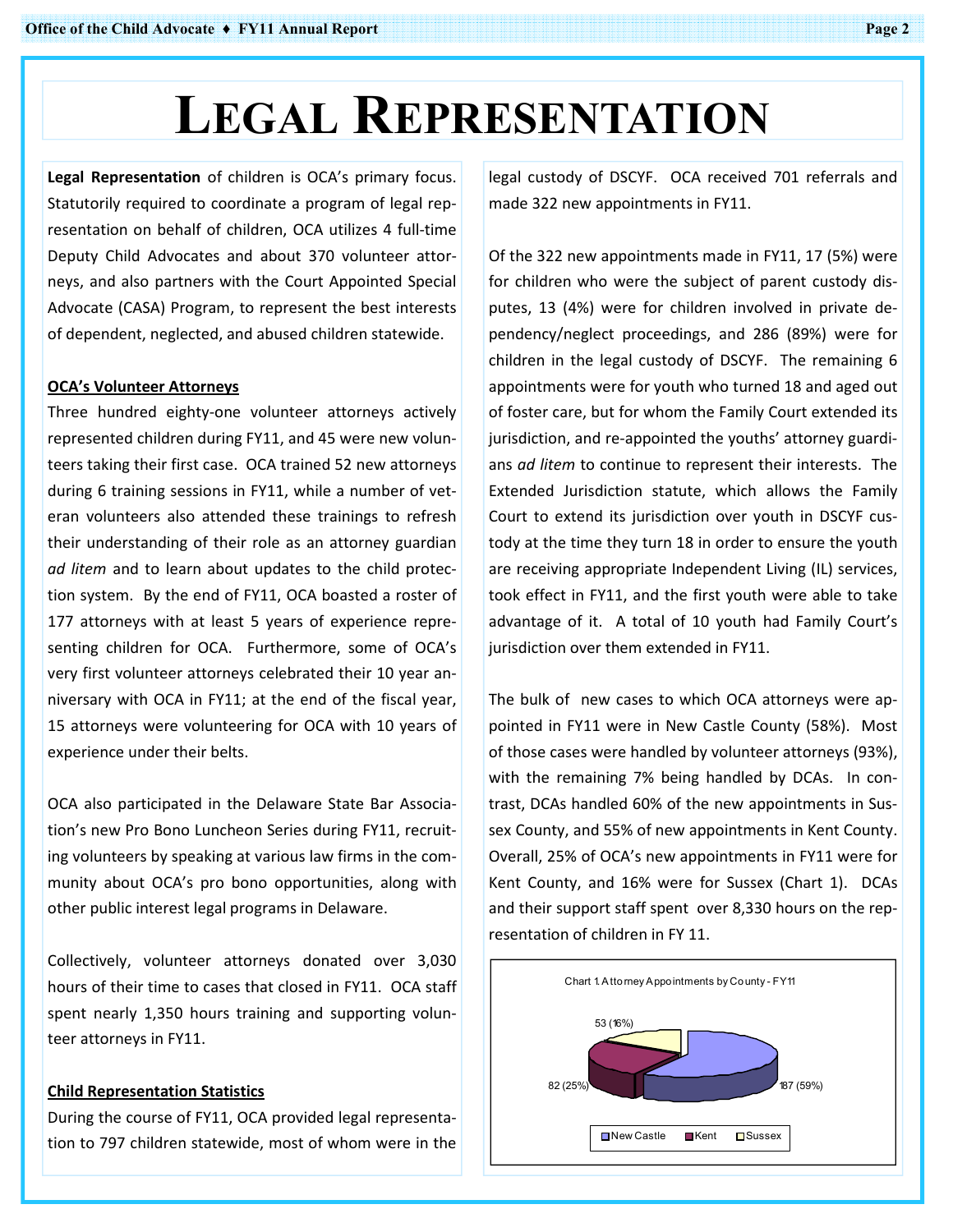# Legal Representation

**Legal Representation** of children is OCA's primary focus. Statutorily required to coordinate a program of legal representation on behalf of children, OCA utilizes 4 full-time Deputy Child Advocates and about 370 volunteer attorneys, and also partners with the Court Appointed Special Advocate (CASA) Program, to represent the best interests of dependent, neglected, and abused children statewide.

## OCA's Volunteer Attorneys

Three hundred eighty-one volunteer attorneys actively represented children during FY11, and 45 were new volunteers taking their first case. OCA trained 52 new attorneys during 6 training sessions in FY11, while a number of veteran volunteers also attended these trainings to refresh their understanding of their role as an attorney guardian *ad litem* and to learn about updates to the child protection system. By the end of FY11, OCA boasted a roster of 177 attorneys with at least 5 years of experience representing children for OCA. Furthermore, some of OCA's very first volunteer attorneys celebrated their 10 year anniversary with OCA in FY11; at the end of the fiscal year, 15 attorneys were volunteering for OCA with 10 years of experience under their belts.

OCA also participated in the Delaware State Bar Association's new Pro Bono Luncheon Series during FY11, recruiting volunteers by speaking at various law firms in the community about OCA's pro bono opportunities, along with other public interest legal programs in Delaware.

Collectively, volunteer attorneys donated over 3,030 hours of their time to cases that closed in FY11. OCA staff spent nearly 1,350 hours training and supporting volunteer attorneys in FY11.

## Child Representation Statistics

During the course of FY11, OCA provided legal representation to 797 children statewide, most of whom were in the legal custody of DSCYF. OCA received 701 referrals and made 322 new appointments in FY11.

Of the 322 new appointments made in FY11, 17 (5%) were for children who were the subject of parent custody disputes, 13 (4%) were for children involved in private dependency/neglect proceedings, and 286 (89%) were for children in the legal custody of DSCYF. The remaining 6 appointments were for youth who turned 18 and aged out of foster care, but for whom the Family Court extended its jurisdiction, and re-appointed the youths' attorney guardians *ad litem* to continue to represent their interests. The Extended Jurisdiction statute, which allows the Family Court to extend its jurisdiction over youth in DSCYF custody at the time they turn 18 in order to ensure the youth are receiving appropriate Independent Living (IL) services, took effect in FY11, and the first youth were able to take advantage of it. A total of 10 youth had Family Court's jurisdiction over them extended in FY11.

The bulk of new cases to which OCA attorneys were appointed in FY11 were in New Castle County (58%). Most of those cases were handled by volunteer attorneys (93%), with the remaining 7% being handled by DCAs. In contrast, DCAs handled 60% of the new appointments in Sussex County, and 55% of new appointments in Kent County. Overall, 25% of OCA's new appointments in FY11 were for Kent County, and 16% were for Sussex (Chart 1). DCAs and their support staff spent over 8,330 hours on the representation of children in FY 11.

Chart 1. Attorney Appointments by County - FY11

| County | Appointments |
|---|---|
| New Castle | 187 (59%) |
| Kent | 82 (25%) |
| Sussex | 53 (16%) |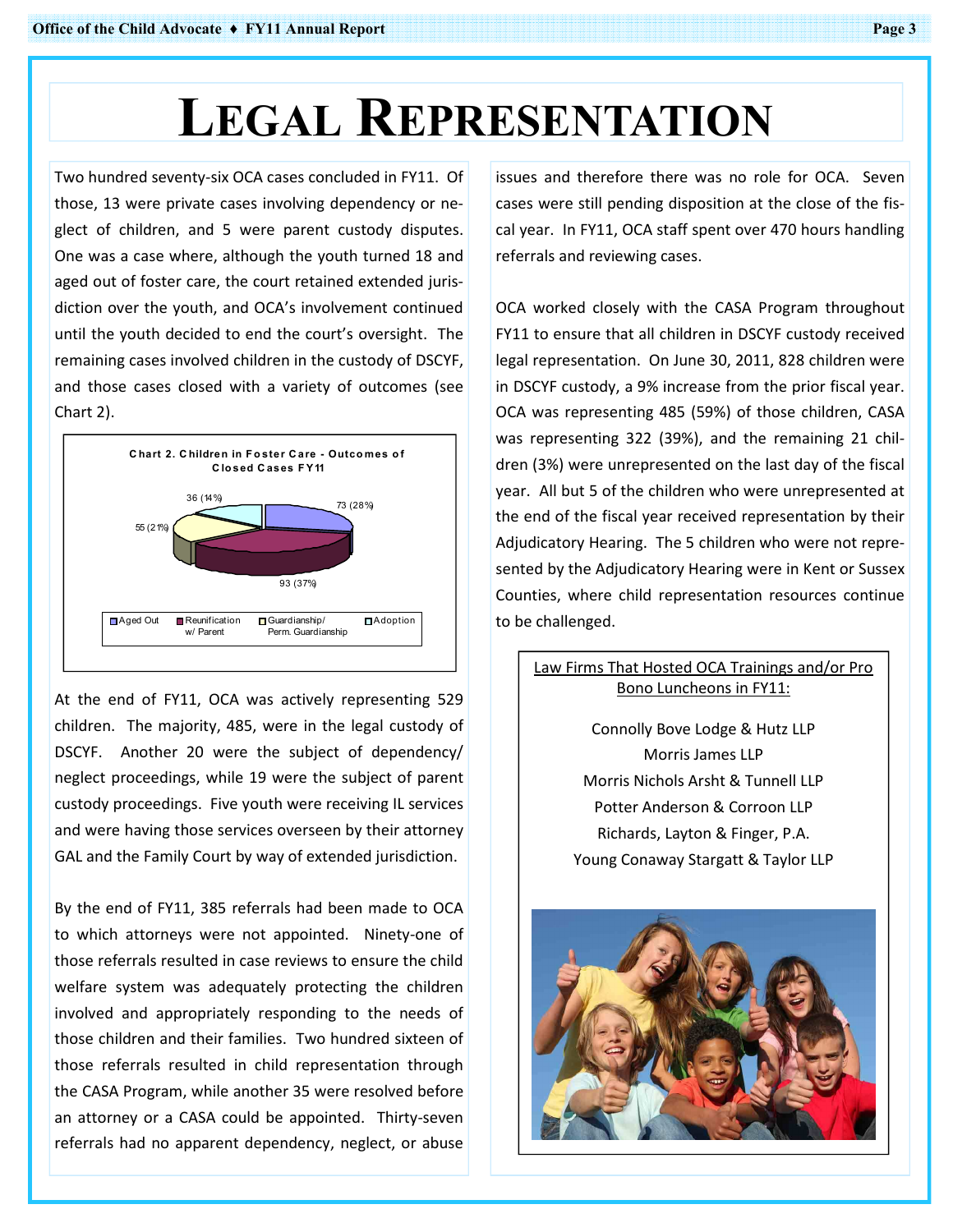# Legal Representation

Two hundred seventy-six OCA cases concluded in FY11. Of those, 13 were private cases involving dependency or neglect of children, and 5 were parent custody disputes. One was a case where, although the youth turned 18 and aged out of foster care, the court retained extended jurisdiction over the youth, and OCA's involvement continued until the youth decided to end the court's oversight. The remaining cases involved children in the custody of DSCYF, and those cases closed with a variety of outcomes (see Chart 2).

**Chart 2. Children in Foster Care - Outcomes of Closed Cases FY11**

| Outcome | Number (%) |
|---|---|
| Aged Out | 73 (28%) |
| Reunification w/ Parent | 93 (37%) |
| Guardianship/ Perm. Guardianship | 55 (21%) |
| Adoption | 36 (14%) |

At the end of FY11, OCA was actively representing 529 children. The majority, 485, were in the legal custody of DSCYF. Another 20 were the subject of dependency/ neglect proceedings, while 19 were the subject of parent custody proceedings. Five youth were receiving IL services and were having those services overseen by their attorney GAL and the Family Court by way of extended jurisdiction.

By the end of FY11, 385 referrals had been made to OCA to which attorneys were not appointed. Ninety-one of those referrals resulted in case reviews to ensure the child welfare system was adequately protecting the children involved and appropriately responding to the needs of those children and their families. Two hundred sixteen of those referrals resulted in child representation through the CASA Program, while another 35 were resolved before an attorney or a CASA could be appointed. Thirty-seven referrals had no apparent dependency, neglect, or abuse issues and therefore there was no role for OCA. Seven cases were still pending disposition at the close of the fiscal year. In FY11, OCA staff spent over 470 hours handling referrals and reviewing cases.

OCA worked closely with the CASA Program throughout FY11 to ensure that all children in DSCYF custody received legal representation. On June 30, 2011, 828 children were in DSCYF custody, a 9% increase from the prior fiscal year. OCA was representing 485 (59%) of those children, CASA was representing 322 (39%), and the remaining 21 children (3%) were unrepresented on the last day of the fiscal year. All but 5 of the children who were unrepresented at the end of the fiscal year received representation by their Adjudicatory Hearing. The 5 children who were not represented by the Adjudicatory Hearing were in Kent or Sussex Counties, where child representation resources continue to be challenged.

**Law Firms That Hosted OCA Trainings and/or Pro Bono Luncheons in FY11:**

Connolly Bove Lodge & Hutz LLP
Morris James LLP
Morris Nichols Arsht & Tunnell LLP
Potter Anderson & Corroon LLP
Richards, Layton & Finger, P.A.
Young Conaway Stargatt & Taylor LLP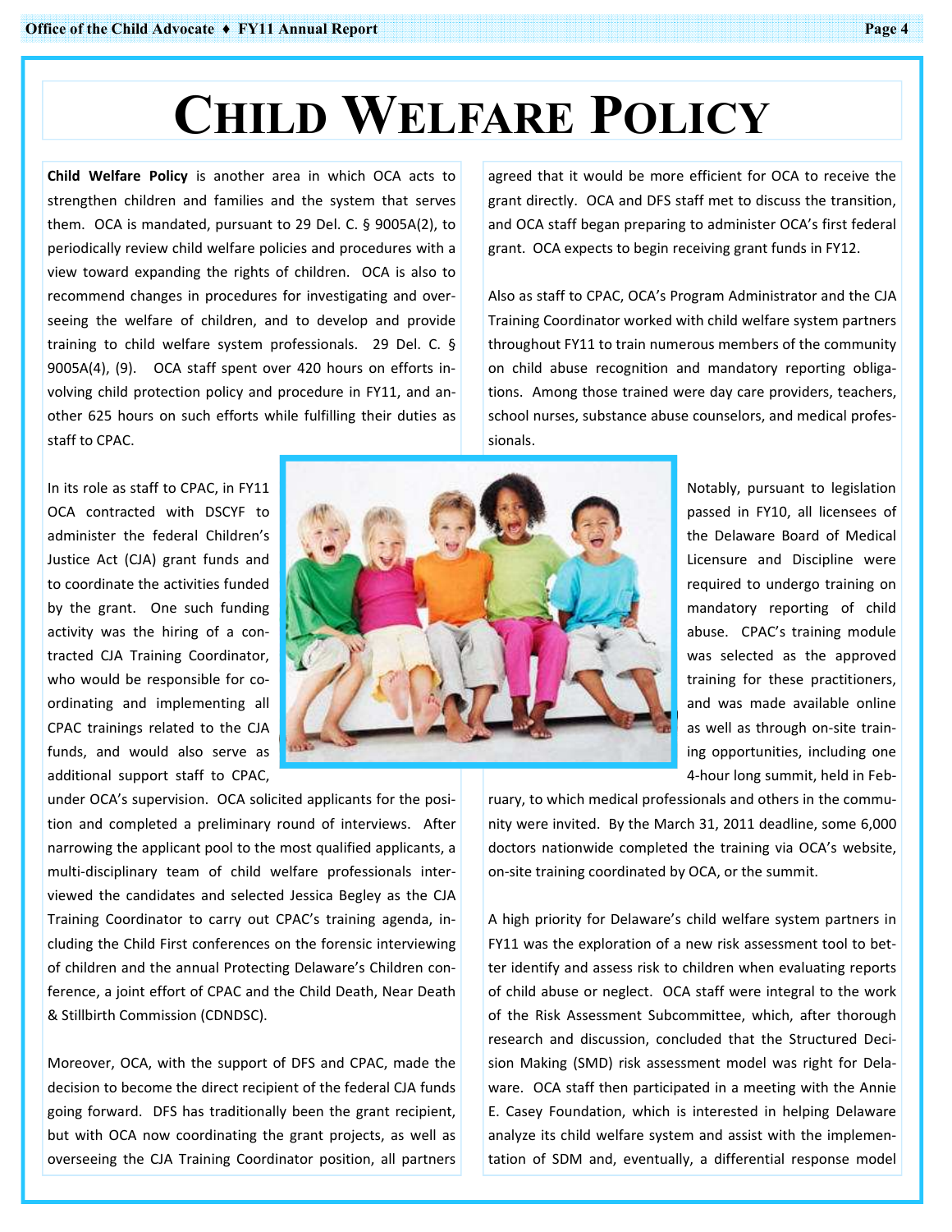# Child Welfare Policy

**Child Welfare Policy** is another area in which OCA acts to strengthen children and families and the system that serves them. OCA is mandated, pursuant to 29 Del. C. § 9005A(2), to periodically review child welfare policies and procedures with a view toward expanding the rights of children. OCA is also to recommend changes in procedures for investigating and overseeing the welfare of children, and to develop and provide training to child welfare system professionals. 29 Del. C. § 9005A(4), (9). OCA staff spent over 420 hours on efforts involving child protection policy and procedure in FY11, and another 625 hours on such efforts while fulfilling their duties as staff to CPAC.

In its role as staff to CPAC, in FY11 OCA contracted with DSCYF to administer the federal Children's Justice Act (CJA) grant funds and to coordinate the activities funded by the grant. One such funding activity was the hiring of a contracted CJA Training Coordinator, who would be responsible for coordinating and implementing all CPAC trainings related to the CJA funds, and would also serve as additional support staff to CPAC, under OCA's supervision. OCA solicited applicants for the position and completed a preliminary round of interviews. After narrowing the applicant pool to the most qualified applicants, a multi-disciplinary team of child welfare professionals interviewed the candidates and selected Jessica Begley as the CJA Training Coordinator to carry out CPAC's training agenda, including the Child First conferences on the forensic interviewing of children and the annual Protecting Delaware's Children conference, a joint effort of CPAC and the Child Death, Near Death & Stillbirth Commission (CDNDSC).

Moreover, OCA, with the support of DFS and CPAC, made the decision to become the direct recipient of the federal CJA funds going forward. DFS has traditionally been the grant recipient, but with OCA now coordinating the grant projects, as well as overseeing the CJA Training Coordinator position, all partners agreed that it would be more efficient for OCA to receive the grant directly. OCA and DFS staff met to discuss the transition, and OCA staff began preparing to administer OCA's first federal grant. OCA expects to begin receiving grant funds in FY12.

Also as staff to CPAC, OCA's Program Administrator and the CJA Training Coordinator worked with child welfare system partners throughout FY11 to train numerous members of the community on child abuse recognition and mandatory reporting obligations. Among those trained were day care providers, teachers, school nurses, substance abuse counselors, and medical professionals.

Notably, pursuant to legislation passed in FY10, all licensees of the Delaware Board of Medical Licensure and Discipline were required to undergo training on mandatory reporting of child abuse. CPAC's training module was selected as the approved training for these practitioners, and was made available online as well as through on-site training opportunities, including one 4-hour long summit, held in February, to which medical professionals and others in the community were invited. By the March 31, 2011 deadline, some 6,000 doctors nationwide completed the training via OCA's website, on-site training coordinated by OCA, or the summit.

A high priority for Delaware's child welfare system partners in FY11 was the exploration of a new risk assessment tool to better identify and assess risk to children when evaluating reports of child abuse or neglect. OCA staff were integral to the work of the Risk Assessment Subcommittee, which, after thorough research and discussion, concluded that the Structured Decision Making (SMD) risk assessment model was right for Delaware. OCA staff then participated in a meeting with the Annie E. Casey Foundation, which is interested in helping Delaware analyze its child welfare system and assist with the implementation of SDM and, eventually, a differential response model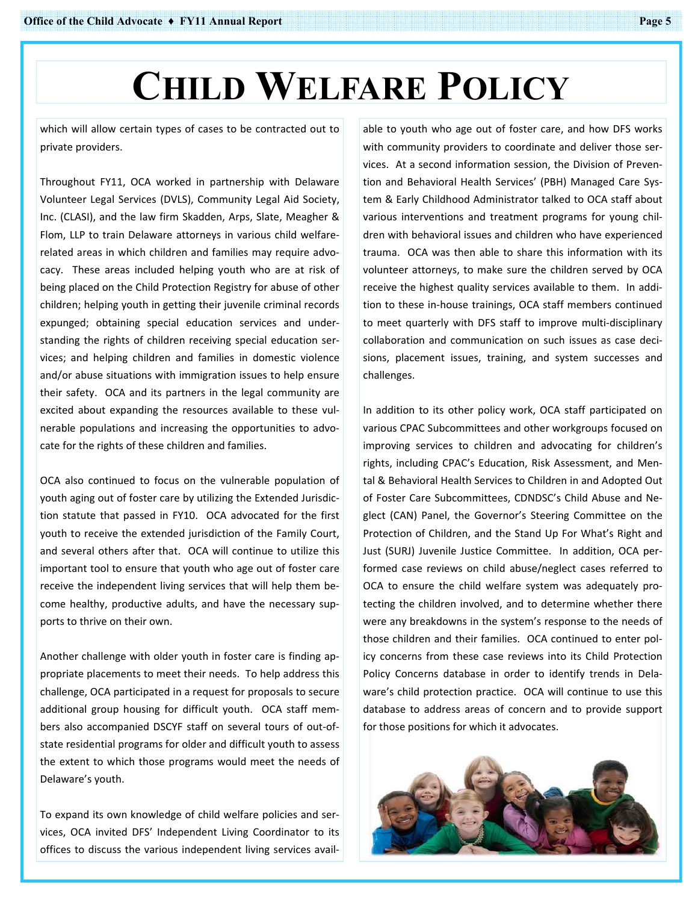# Child Welfare Policy

which will allow certain types of cases to be contracted out to private providers.

Throughout FY11, OCA worked in partnership with Delaware Volunteer Legal Services (DVLS), Community Legal Aid Society, Inc. (CLASI), and the law firm Skadden, Arps, Slate, Meagher & Flom, LLP to train Delaware attorneys in various child welfare-related areas in which children and families may require advocacy. These areas included helping youth who are at risk of being placed on the Child Protection Registry for abuse of other children; helping youth in getting their juvenile criminal records expunged; obtaining special education services and understanding the rights of children receiving special education services; and helping children and families in domestic violence and/or abuse situations with immigration issues to help ensure their safety. OCA and its partners in the legal community are excited about expanding the resources available to these vulnerable populations and increasing the opportunities to advocate for the rights of these children and families.

OCA also continued to focus on the vulnerable population of youth aging out of foster care by utilizing the Extended Jurisdiction statute that passed in FY10. OCA advocated for the first youth to receive the extended jurisdiction of the Family Court, and several others after that. OCA will continue to utilize this important tool to ensure that youth who age out of foster care receive the independent living services that will help them become healthy, productive adults, and have the necessary supports to thrive on their own.

Another challenge with older youth in foster care is finding appropriate placements to meet their needs. To help address this challenge, OCA participated in a request for proposals to secure additional group housing for difficult youth. OCA staff members also accompanied DSCYF staff on several tours of out-of-state residential programs for older and difficult youth to assess the extent to which those programs would meet the needs of Delaware's youth.

To expand its own knowledge of child welfare policies and services, OCA invited DFS' Independent Living Coordinator to its offices to discuss the various independent living services available to youth who age out of foster care, and how DFS works with community providers to coordinate and deliver those services. At a second information session, the Division of Prevention and Behavioral Health Services' (PBH) Managed Care System & Early Childhood Administrator talked to OCA staff about various interventions and treatment programs for young children with behavioral issues and children who have experienced trauma. OCA was then able to share this information with its volunteer attorneys, to make sure the children served by OCA receive the highest quality services available to them. In addition to these in-house trainings, OCA staff members continued to meet quarterly with DFS staff to improve multi-disciplinary collaboration and communication on such issues as case decisions, placement issues, training, and system successes and challenges.

In addition to its other policy work, OCA staff participated on various CPAC Subcommittees and other workgroups focused on improving services to children and advocating for children's rights, including CPAC's Education, Risk Assessment, and Mental & Behavioral Health Services to Children in and Adopted Out of Foster Care Subcommittees, CDNDSC's Child Abuse and Neglect (CAN) Panel, the Governor's Steering Committee on the Protection of Children, and the Stand Up For What's Right and Just (SURJ) Juvenile Justice Committee. In addition, OCA performed case reviews on child abuse/neglect cases referred to OCA to ensure the child welfare system was adequately protecting the children involved, and to determine whether there were any breakdowns in the system's response to the needs of those children and their families. OCA continued to enter policy concerns from these case reviews into its Child Protection Policy Concerns database in order to identify trends in Delaware's child protection practice. OCA will continue to use this database to address areas of concern and to provide support for those positions for which it advocates.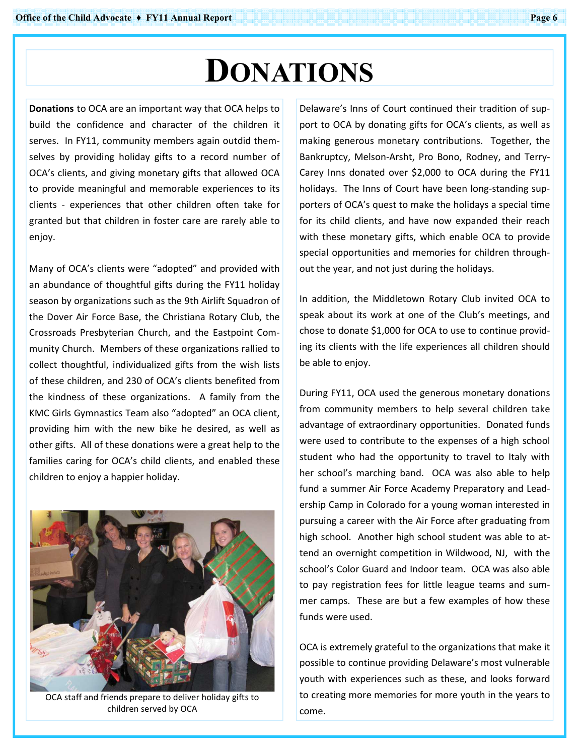# DONATIONS

**Donations** to OCA are an important way that OCA helps to build the confidence and character of the children it serves. In FY11, community members again outdid themselves by providing holiday gifts to a record number of OCA's clients, and giving monetary gifts that allowed OCA to provide meaningful and memorable experiences to its clients - experiences that other children often take for granted but that children in foster care are rarely able to enjoy.

Many of OCA's clients were "adopted" and provided with an abundance of thoughtful gifts during the FY11 holiday season by organizations such as the 9th Airlift Squadron of the Dover Air Force Base, the Christiana Rotary Club, the Crossroads Presbyterian Church, and the Eastpoint Community Church. Members of these organizations rallied to collect thoughtful, individualized gifts from the wish lists of these children, and 230 of OCA's clients benefited from the kindness of these organizations. A family from the KMC Girls Gymnastics Team also "adopted" an OCA client, providing him with the new bike he desired, as well as other gifts. All of these donations were a great help to the families caring for OCA's child clients, and enabled these children to enjoy a happier holiday.

OCA staff and friends prepare to deliver holiday gifts to children served by OCA

Delaware's Inns of Court continued their tradition of support to OCA by donating gifts for OCA's clients, as well as making generous monetary contributions. Together, the Bankruptcy, Melson-Arsht, Pro Bono, Rodney, and Terry-Carey Inns donated over $2,000 to OCA during the FY11 holidays. The Inns of Court have been long-standing supporters of OCA's quest to make the holidays a special time for its child clients, and have now expanded their reach with these monetary gifts, which enable OCA to provide special opportunities and memories for children throughout the year, and not just during the holidays.

In addition, the Middletown Rotary Club invited OCA to speak about its work at one of the Club's meetings, and chose to donate $1,000 for OCA to use to continue providing its clients with the life experiences all children should be able to enjoy.

During FY11, OCA used the generous monetary donations from community members to help several children take advantage of extraordinary opportunities. Donated funds were used to contribute to the expenses of a high school student who had the opportunity to travel to Italy with her school's marching band. OCA was also able to help fund a summer Air Force Academy Preparatory and Leadership Camp in Colorado for a young woman interested in pursuing a career with the Air Force after graduating from high school. Another high school student was able to attend an overnight competition in Wildwood, NJ, with the school's Color Guard and Indoor team. OCA was also able to pay registration fees for little league teams and summer camps. These are but a few examples of how these funds were used.

OCA is extremely grateful to the organizations that make it possible to continue providing Delaware's most vulnerable youth with experiences such as these, and looks forward to creating more memories for more youth in the years to come.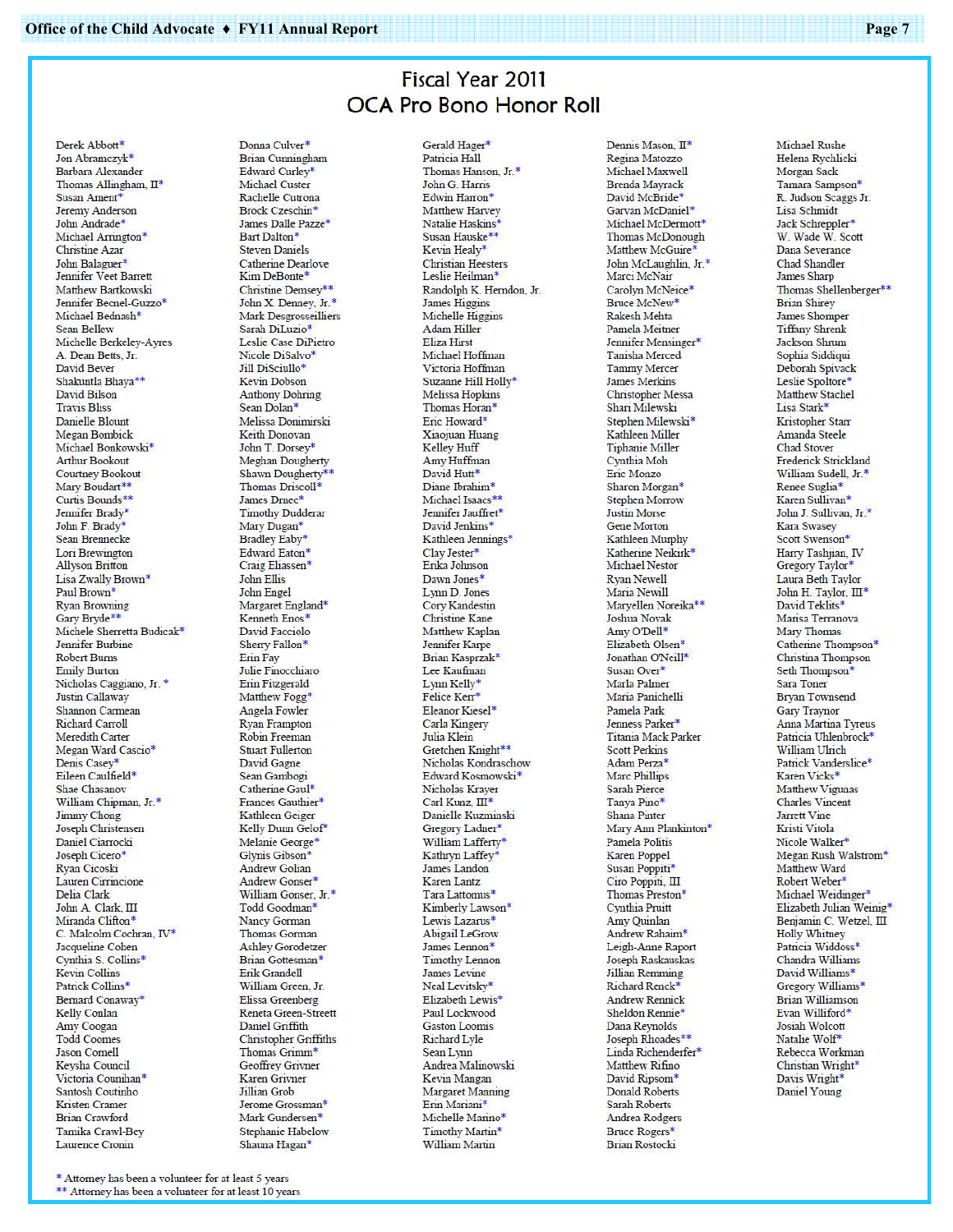# Fiscal Year 2011
# OCA Pro Bono Honor Roll

Derek Abbott*
Jon Abramczyk*
Barbara Alexander
Thomas Allingham, II*
Susan Ament*
Jeremy Anderson
John Andrade*
Michael Arrington*
Christine Azar
John Balaguer*
Jennifer Veet Barrett
Matthew Bartkowski
Jennifer Becnel-Guzzo*
Michael Bednash*
Sean Bellew
Michelle Berkeley-Ayres
A. Dean Betts, Jr.
David Bever
Shakuntla Bhaya**
David Bilson
Travis Bliss
Danielle Blount
Megan Bombick
Michael Bonkowski*
Arthur Bookout
Courtney Bookout
Mary Boudart**
Curtis Bounds**
Jennifer Brady*
John F. Brady*
Sean Brennecke
Lori Brewington
Allyson Britton
Lisa Zwally Brown*
Paul Brown*
Ryan Browning
Gary Bryde**
Michele Sherretta Budicak*
Jennifer Burbine
Robert Burns
Emily Burton
Nicholas Caggiano, Jr. *
Justin Callaway
Shannon Carmean
Richard Carroll
Meredith Carter
Megan Ward Cascio*
Denis Casey*
Eileen Caulfield*
Shae Chasanov
William Chipman, Jr.*
Jimmy Chong
Joseph Christensen
Daniel Ciarrocki
Joseph Cicero*
Ryan Cicoski
Lauren Cirrincione
Delia Clark
John A. Clark, III
Miranda Clifton*
C. Malcolm Cochran, IV*
Jacqueline Cohen
Cynthia S. Collins*
Kevin Collins
Patrick Collins*
Bernard Conaway*
Kelly Conlan
Amy Coogan
Todd Coomes
Jason Cornell
Keysha Council
Victoria Counihan*
Santosh Coutinho
Kristen Cramer
Brian Crawford
Tamika Crawl-Bey
Laurence Cronin
Donna Culver*
Brian Cunningham
Edward Curley*
Michael Custer
Rachelle Cutrona
Brock Czeschin*
James Dalle Pazze*
Bart Dalton*
Steven Daniels
Catherine Dearlove
Kim DeBonte*
Christine Demsey**
John X. Denney, Jr.*
Mark Desgrosseilliers
Sarah DiLuzio*
Leslie Case DiPietro
Nicole DiSalvo*
Jill DiSciullo*
Kevin Dobson
Anthony Dohring
Sean Dolan*
Melissa Donimirski
Keith Donovan
John T. Dorsey*
Meghan Dougherty
Shawn Dougherty**
Thomas Driscoll*
James Drnec*
Timothy Dudderar
Mary Dugan*
Bradley Eaby*
Edward Eaton*
Craig Eliassen*
John Ellis
John Engel
Margaret England*
Kenneth Enos*
David Facciolo
Sherry Fallon*
Erin Fay
Julie Finocchiaro
Erin Fitzgerald
Matthew Fogg*
Angela Fowler
Ryan Frampton
Robin Freeman
Stuart Fullerton
David Gagne
Sean Gambogi
Catherine Gaul*
Frances Gauthier*
Kathleen Geiger
Kelly Dunn Gelof*
Melanie George*
Glynis Gibson*
Andrew Golian
Andrew Gonser*
William Gonser, Jr.*
Todd Goodman*
Nancy Gorman
Thomas Gorman
Ashley Gorodetzer
Brian Gottesman*
Erik Grandell
William Green, Jr.
Elissa Greenberg
Reneta Green-Streett
Daniel Griffith
Christopher Griffiths
Thomas Grimm*
Geoffrey Grivner
Karen Grivner
Jillian Grob
Jerome Grossman*
Mark Gundersen*
Stephanie Habelow
Shauna Hagan*
Gerald Hager*
Patricia Hall
Thomas Hanson, Jr.*
John G. Harris
Edwin Harron*
Matthew Harvey
Natalie Haskins*
Susan Hauske**
Kevin Healy*
Christian Heesters
Leslie Heilman*
Randolph K. Herndon, Jr.
James Higgins
Michelle Higgins
Adam Hiller
Eliza Hirst
Michael Hoffman
Victoria Hoffman
Suzanne Hill Holly*
Melissa Hopkins
Thomas Horan*
Eric Howard*
Xiaojuan Huang
Kelley Huff
Amy Huffman
David Hutt*
Diane Ibrahim*
Michael Isaacs**
Jennifer Jauffret*
David Jenkins*
Kathleen Jennings*
Clay Jester*
Erika Johnson
Dawn Jones*
Lynn D. Jones
Cory Kandestin
Christine Kane
Matthew Kaplan
Jennifer Karpe
Brian Kasprzak*
Lee Kaufman
Lynn Kelly*
Felice Kerr*
Eleanor Kiesel*
Carla Kingery
Julia Klein
Gretchen Knight**
Nicholas Kondraschow
Edward Kosmowski*
Nicholas Krayer
Carl Kunz, III*
Danielle Kuzminski
Gregory Ladner*
William Lafferty*
Kathryn Laffey*
James Landon
Karen Lantz
Tara Lattomus*
Kimberly Lawson*
Lewis Lazarus*
Abigail LeGrow
James Lennon*
Timothy Lennon
James Levine
Neal Levitsky*
Elizabeth Lewis*
Paul Lockwood
Gaston Loomis
Richard Lyle
Sean Lynn
Andrea Malinowski
Kevin Mangan
Margaret Manning
Erin Mariani*
Michelle Marino*
Timothy Martin*
William Martin
Dennis Mason, II*
Regina Matozzo
Michael Maxwell
Brenda Mayrack
David McBride*
Garvan McDaniel*
Michael McDermott*
Thomas McDonough
Matthew McGuire*
John McLaughlin, Jr.*
Marci McNair
Carolyn McNeice*
Bruce McNew*
Rakesh Mehta
Pamela Meitner
Jennifer Mensinger*
Tanisha Merced
Tammy Mercer
James Merkins
Christopher Messa
Shari Milewski
Stephen Milewski*
Kathleen Miller
Tiphanie Miller
Cynthia Moh
Eric Monzo
Sharon Morgan*
Stephen Morrow
Justin Morse
Gene Morton
Kathleen Murphy
Katherine Neikirk*
Michael Nestor
Ryan Newell
Maria Newill
Maryellen Noreika**
Joshua Novak
Amy O'Dell*
Elizabeth Olsen*
Jonathan O'Neill*
Susan Over*
Marla Palmer
Maria Panichelli
Pamela Park
Jenness Parker*
Titania Mack Parker
Scott Perkins
Adam Perza*
Marc Phillips
Sarah Pierce
Tanya Pino*
Shana Pinter
Mary Ann Plankinton*
Pamela Politis
Karen Poppel
Susan Poppiti*
Ciro Poppiti, III
Thomas Preston*
Cynthia Pruitt
Amy Quinlan
Andrew Rahaim*
Leigh-Anne Raport
Joseph Raskauskas
Jillian Remming
Richard Renck*
Andrew Rennick
Sheldon Rennie*
Dana Reynolds
Joseph Rhoades**
Linda Richenderfer*
Matthew Rifino
David Ripsom*
Donald Roberts
Sarah Roberts
Andrea Rodgers
Bruce Rogers*
Brian Rostocki
Michael Rushe
Helena Rychlicki
Morgan Sack
Tamara Sampson*
R. Judson Scaggs Jr.
Lisa Schmidt
Jack Schreppler*
W. Wade W. Scott
Dana Severance
Chad Shandler
James Sharp
Thomas Shellenberger**
Brian Shirey
James Shomper
Tiffany Shrenk
Jackson Shrum
Sophia Siddiqui
Deborah Spivack
Leslie Spoltore*
Matthew Stachel
Lisa Stark*
Kristopher Starr
Amanda Steele
Chad Stover
Frederick Strickland
William Sudell, Jr.*
Renee Suglia*
Karen Sullivan*
John J. Sullivan, Jr.*
Kara Swasey
Scott Swenson*
Harry Tashjian, IV
Gregory Taylor*
Laura Beth Taylor
John H. Taylor, III*
David Teklits*
Marisa Terranova
Mary Thomas
Catherine Thompson*
Christina Thompson
Seth Thompson*
Sara Toner
Bryan Townsend
Gary Traynor
Anna Martina Tyreus
Patricia Uhlenbrock*
William Ulrich
Patrick Vanderslice*
Karen Vicks*
Matthew Vigunas
Charles Vincent
Jarrett Vine
Kristi Vitola
Nicole Walker*
Megan Rush Walstrom*
Matthew Ward
Robert Weber*
Michael Weidinger*
Elizabeth Julian Weinig*
Benjamin C. Wetzel, III
Holly Whitney
Patricia Widdoss*
Chandra Williams
David Williams*
Gregory Williams*
Brian Williamson
Evan Williford*
Josiah Wolcott
Natalie Wolf*
Rebecca Workman
Christian Wright*
Davis Wright*
Daniel Young

\* Attorney has been a volunteer for at least 5 years
\*\* Attorney has been a volunteer for at least 10 years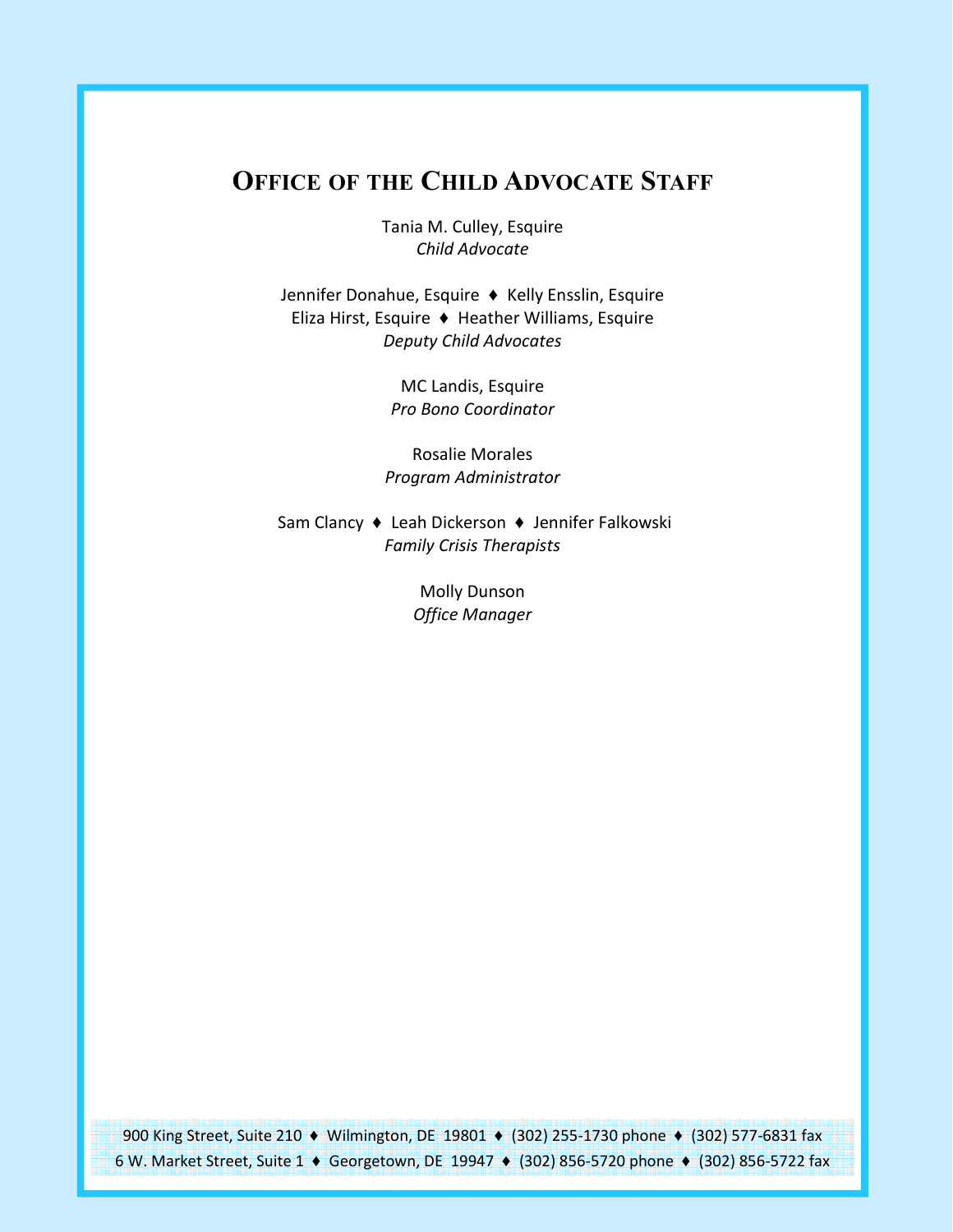# Office of the Child Advocate Staff

Tania M. Culley, Esquire
*Child Advocate*

Jennifer Donahue, Esquire ♦ Kelly Ensslin, Esquire
Eliza Hirst, Esquire ♦ Heather Williams, Esquire
*Deputy Child Advocates*

MC Landis, Esquire
*Pro Bono Coordinator*

Rosalie Morales
*Program Administrator*

Sam Clancy ♦ Leah Dickerson ♦ Jennifer Falkowski
*Family Crisis Therapists*

Molly Dunson
*Office Manager*

900 King Street, Suite 210 ♦ Wilmington, DE 19801 ♦ (302) 255-1730 phone ♦ (302) 577-6831 fax
6 W. Market Street, Suite 1 ♦ Georgetown, DE 19947 ♦ (302) 856-5720 phone ♦ (302) 856-5722 fax